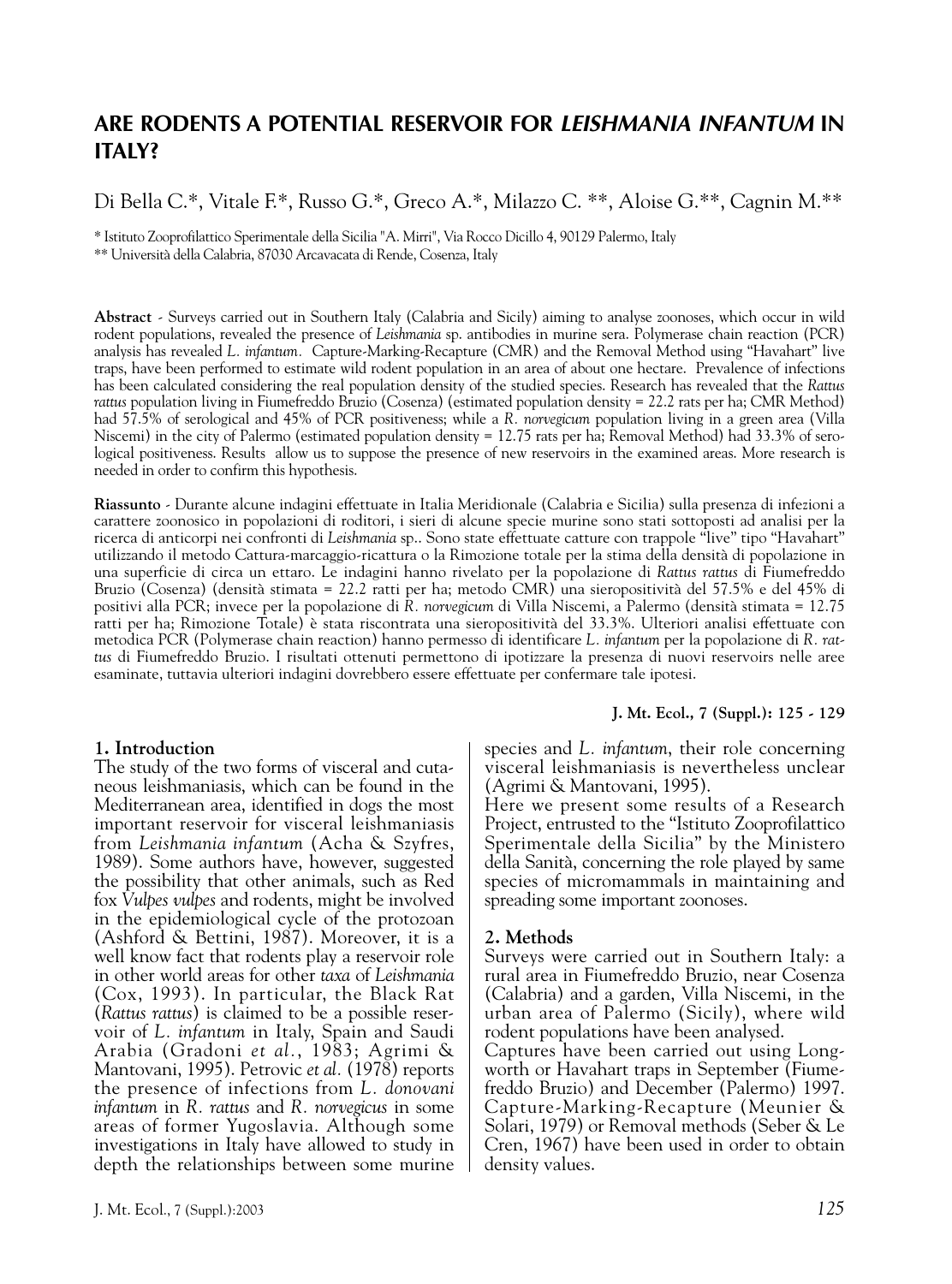# ARE RODENTS A POTENTIAL RESERVOIR FOR *LEISHMANIA INFANTUM* IN ITALY?

Di Bella C.*, Vitale F.*, Russo G.*, Greco A.*, Milazzo C. **, Aloise G.**, Cagnin M.**

\* Istituto Zooprofilattico Sperimentale della Sicilia "A. Mirri", Via Rocco Dicillo 4, 90129 Palermo, Italy

\*\* Università della Calabria, 87030 Arcavacata di Rende, Cosenza, Italy

**Abstract** - Surveys carried out in Southern Italy (Calabria and Sicily) aiming to analyse zoonoses, which occur in wild rodent populations, revealed the presence of *Leishmania* sp. antibodies in murine sera. Polymerase chain reaction (PCR) analysis has revealed *L. infantum*. Capture-Marking-Recapture (CMR) and the Removal Method using "Havahart" live traps, have been performed to estimate wild rodent population in an area of about one hectare. Prevalence of infections has been calculated considering the real population density of the studied species. Research has revealed that the *Rattus rattus* population living in Fiumefreddo Bruzio (Cosenza) (estimated population density = 22.2 rats per ha; CMR Method) had 57.5% of serological and 45% of PCR positiveness; while a *R. norvegicum* population living in a green area (Villa Niscemi) in the city of Palermo (estimated population density = 12.75 rats per ha; Removal Method) had 33.3% of serological positiveness. Results allow us to suppose the presence of new reservoirs in the examined areas. More research is needed in order to confirm this hypothesis.

**Riassunto** - Durante alcune indagini effettuate in Italia Meridionale (Calabria e Sicilia) sulla presenza di infezioni a carattere zoonosico in popolazioni di roditori, i sieri di alcune specie murine sono stati sottoposti ad analisi per la ricerca di anticorpi nei confronti di *Leishmania* sp.. Sono state effettuate catture con trappole "live" tipo "Havahart" utilizzando il metodo Cattura-marcaggio-ricattura o la Rimozione totale per la stima della densità di popolazione in una superficie di circa un ettaro. Le indagini hanno rivelato per la popolazione di *Rattus rattus* di Fiumefreddo Bruzio (Cosenza) (densità stimata = 22.2 ratti per ha; metodo CMR) una sieropositività del 57.5% e del 45% di positivi alla PCR; invece per la popolazione di *R. norvegicum* di Villa Niscemi, a Palermo (densità stimata = 12.75 ratti per ha; Rimozione Totale) è stata riscontrata una sieropositività del 33.3%. Ulteriori analisi effettuate con metodica PCR (Polymerase chain reaction) hanno permesso di identificare *L. infantum* per la popolazione di *R. rattus* di Fiumefreddo Bruzio. I risultati ottenuti permettono di ipotizzare la presenza di nuovi reservoirs nelle aree esaminate, tuttavia ulteriori indagini dovrebbero essere effettuate per confermare tale ipotesi.

## 1. Introduction

The study of the two forms of visceral and cutaneous leishmaniasis, which can be found in the Mediterranean area, identified in dogs the most important reservoir for visceral leishmaniasis from *Leishmania infantum* (Acha & Szyfres, 1989). Some authors have, however, suggested the possibility that other animals, such as Red fox *Vulpes vulpes* and rodents, might be involved in the epidemiological cycle of the protozoan (Ashford & Bettini, 1987). Moreover, it is a well know fact that rodents play a reservoir role in other world areas for other *taxa* of *Leishmania* (Cox, 1993). In particular, the Black Rat (*Rattus rattus*) is claimed to be a possible reservoir of *L. infantum* in Italy, Spain and Saudi Arabia (Gradoni *et al.*, 1983; Agrimi & Mantovani, 1995). Petrovic *et al.* (1978) reports the presence of infections from *L. donovani infantum* in *R. rattus* and *R. norvegicus* in some areas of former Yugoslavia. Although some investigations in Italy have allowed to study in depth the relationships between some murine species and *L. infantum*, their role concerning visceral leishmaniasis is nevertheless unclear (Agrimi & Mantovani, 1995).

Here we present some results of a Research Project, entrusted to the "Istituto Zooprofilattico Sperimentale della Sicilia" by the Ministero della Sanità, concerning the role played by same species of micromammals in maintaining and spreading some important zoonoses.

## 2. Methods

Surveys were carried out in Southern Italy: a rural area in Fiumefreddo Bruzio, near Cosenza (Calabria) and a garden, Villa Niscemi, in the urban area of Palermo (Sicily), where wild rodent populations have been analysed.

Captures have been carried out using Longworth or Havahart traps in September (Fiumefreddo Bruzio) and December (Palermo) 1997. Capture-Marking-Recapture (Meunier & Solari, 1979) or Removal methods (Seber & Le Cren, 1967) have been used in order to obtain density values.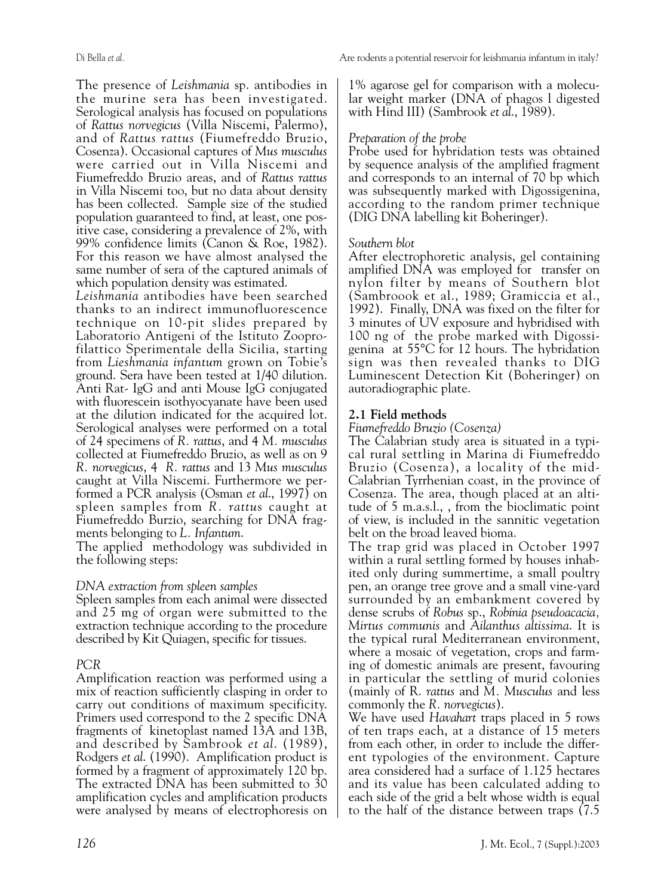The presence of *Leishmania* sp. antibodies in the murine sera has been investigated. Serological analysis has focused on populations of *Rattus norvegicus* (Villa Niscemi, Palermo), and of *Rattus rattus* (Fiumefreddo Bruzio, Cosenza). Occasional captures of *Mus musculus* were carried out in Villa Niscemi and Fiumefreddo Bruzio areas, and of *Rattus rattus* in Villa Niscemi too, but no data about density has been collected. Sample size of the studied population guaranteed to find, at least, one positive case, considering a prevalence of 2%, with 99% confidence limits (Canon & Roe, 1982). For this reason we have almost analysed the same number of sera of the captured animals of which population density was estimated.

*Leishmania* antibodies have been searched thanks to an indirect immunofluorescence technique on 10-pit slides prepared by Laboratorio Antigeni of the Istituto Zooprofilattico Sperimentale della Sicilia, starting from *Lieshmania infantum* grown on Tobie's ground. Sera have been tested at 1/40 dilution. Anti Rat- IgG and anti Mouse IgG conjugated with fluorescein isothyocyanate have been used at the dilution indicated for the acquired lot. Serological analyses were performed on a total of 24 specimens of *R. rattus*, and 4 *M. musculus* collected at Fiumefreddo Bruzio, as well as on 9 *R. norvegicus*, 4 *R. rattus* and 13 *Mus musculus* caught at Villa Niscemi. Furthermore we performed a PCR analysis (Osman *et al.*, 1997) on spleen samples from *R. rattus* caught at Fiumefreddo Burzio, searching for DNA fragments belonging to *L. Infantum*.

The applied methodology was subdivided in the following steps:

*DNA extraction from spleen samples*

Spleen samples from each animal were dissected and 25 mg of organ were submitted to the extraction technique according to the procedure described by Kit Quiagen, specific for tissues.

*PCR*

Amplification reaction was performed using a mix of reaction sufficiently clasping in order to carry out conditions of maximum specificity. Primers used correspond to the 2 specific DNA fragments of kinetoplast named 13A and 13B, and described by Sambrook *et al.* (1989), Rodgers *et al.* (1990). Amplification product is formed by a fragment of approximately 120 bp. The extracted DNA has been submitted to 30 amplification cycles and amplification products were analysed by means of electrophoresis on 1% agarose gel for comparison with a molecular weight marker (DNA of phagos l digested with Hind III) (Sambrook *et al.*, 1989).

*Preparation of the probe*

Probe used for hybridation tests was obtained by sequence analysis of the amplified fragment and corresponds to an internal of 70 bp which was subsequently marked with Digossigenina, according to the random primer technique (DIG DNA labelling kit Boheringer).

*Southern blot*

After electrophoretic analysis, gel containing amplified DNA was employed for transfer on nylon filter by means of Southern blot (Sambroook et al., 1989; Gramiccia et al., 1992). Finally, DNA was fixed on the filter for 3 minutes of UV exposure and hybridised with 100 ng of the probe marked with Digossigenina at 55°C for 12 hours. The hybridation sign was then revealed thanks to DIG Luminescent Detection Kit (Boheringer) on autoradiographic plate.

## 2.1 Field methods

*Fiumefreddo Bruzio (Cosenza)*

The Calabrian study area is situated in a typical rural settling in Marina di Fiumefreddo Bruzio (Cosenza), a locality of the mid-Calabrian Tyrrhenian coast, in the province of Cosenza. The area, though placed at an altitude of 5 m.a.s.l., , from the bioclimatic point of view, is included in the sannitic vegetation belt on the broad leaved bioma.

The trap grid was placed in October 1997 within a rural settling formed by houses inhabited only during summertime, a small poultry pen, an orange tree grove and a small vine-yard surrounded by an embankment covered by dense scrubs of *Robus* sp., *Robinia pseudoacacia, Mirtus communis* and *Ailanthus altissima*. It is the typical rural Mediterranean environment, where a mosaic of vegetation, crops and farming of domestic animals are present, favouring in particular the settling of murid colonies (mainly of R. *rattus* and *M. Musculus* and less commonly the *R. norvegicus*).

We have used *Havahart* traps placed in 5 rows of ten traps each, at a distance of 15 meters from each other, in order to include the different typologies of the environment. Capture area considered had a surface of 1.125 hectares and its value has been calculated adding to each side of the grid a belt whose width is equal to the half of the distance between traps (7.5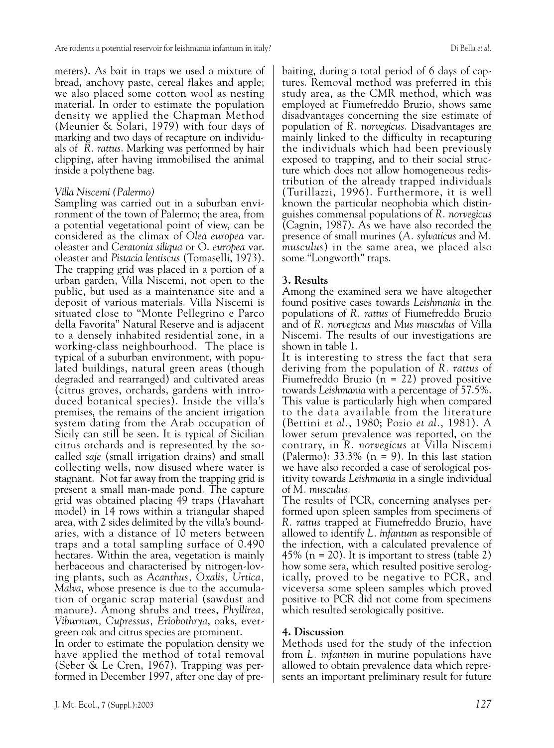meters). As bait in traps we used a mixture of bread, anchovy paste, cereal flakes and apple; we also placed some cotton wool as nesting material. In order to estimate the population density we applied the Chapman Method (Meunier & Solari, 1979) with four days of marking and two days of recapture on individuals of *R. rattus*. Marking was performed by hair clipping, after having immobilised the animal inside a polythene bag.

*Villa Niscemi (Palermo)*

Sampling was carried out in a suburban environment of the town of Palermo; the area, from a potential vegetational point of view, can be considered as the climax of *Olea europea* var. oleaster and *Ceratonia siliqua* or *O. europea* var. oleaster and *Pistacia lentiscus* (Tomaselli, 1973). The trapping grid was placed in a portion of a urban garden, Villa Niscemi, not open to the public, but used as a maintenance site and a deposit of various materials. Villa Niscemi is situated close to "Monte Pellegrino e Parco della Favorita" Natural Reserve and is adjacent to a densely inhabited residential zone, in a working-class neighbourhood. The place is typical of a suburban environment, with populated buildings, natural green areas (though degraded and rearranged) and cultivated areas (citrus groves, orchards, gardens with introduced botanical species). Inside the villa's premises, the remains of the ancient irrigation system dating from the Arab occupation of Sicily can still be seen. It is typical of Sicilian citrus orchards and is represented by the so-called *saje* (small irrigation drains) and small collecting wells, now disused where water is stagnant. Not far away from the trapping grid is present a small man-made pond. The capture grid was obtained placing 49 traps (Havahart model) in 14 rows within a triangular shaped area, with 2 sides delimited by the villa's boundaries, with a distance of 10 meters between traps and a total sampling surface of 0.490 hectares. Within the area, vegetation is mainly herbaceous and characterised by nitrogen-loving plants, such as *Acanthus, Oxalis, Urtica, Malva*, whose presence is due to the accumulation of organic scrap material (sawdust and manure). Among shrubs and trees, *Phyllirea, Viburnum, Cupressus, Eriobothrya*, oaks, evergreen oak and citrus species are prominent.

In order to estimate the population density we have applied the method of total removal (Seber & Le Cren, 1967). Trapping was performed in December 1997, after one day of pre-baiting, during a total period of 6 days of captures. Removal method was preferred in this study area, as the CMR method, which was employed at Fiumefreddo Bruzio, shows same disadvantages concerning the size estimate of population of *R. norvegicus*. Disadvantages are mainly linked to the difficulty in recapturing the individuals which had been previously exposed to trapping, and to their social structure which does not allow homogeneous redistribution of the already trapped individuals (Turillazzi, 1996). Furthermore, it is well known the particular neophobia which distinguishes commensal populations of *R. norvegicus* (Cagnin, 1987). As we have also recorded the presence of small murines (*A. sylvaticus* and *M. musculus*) in the same area, we placed also some "Longworth" traps.

## 3. Results

Among the examined sera we have altogether found positive cases towards *Leishmania* in the populations of *R. rattus* of Fiumefreddo Bruzio and of *R. norvegicus* and *Mus musculus* of Villa Niscemi. The results of our investigations are shown in table 1.

It is interesting to stress the fact that sera deriving from the population of *R. rattus* of Fiumefreddo Bruzio (n = 22) proved positive towards *Leishmania* with a percentage of 57.5%. This value is particularly high when compared to the data available from the literature (Bettini *et al.*, 1980; Pozio *et al.*, 1981). A lower serum prevalence was reported, on the contrary, in *R. norvegicus* at Villa Niscemi (Palermo): 33.3% (n = 9). In this last station we have also recorded a case of serological positivity towards *Leishmania* in a single individual of *M. musculus*.

The results of PCR, concerning analyses performed upon spleen samples from specimens of *R. rattus* trapped at Fiumefreddo Bruzio, have allowed to identify *L. infantum* as responsible of the infection, with a calculated prevalence of 45% (n = 20). It is important to stress (table 2) how some sera, which resulted positive serologically, proved to be negative to PCR, and viceversa some spleen samples which proved positive to PCR did not come from specimens which resulted serologically positive.

## 4. Discussion

Methods used for the study of the infection from *L. infantum* in murine populations have allowed to obtain prevalence data which represents an important preliminary result for future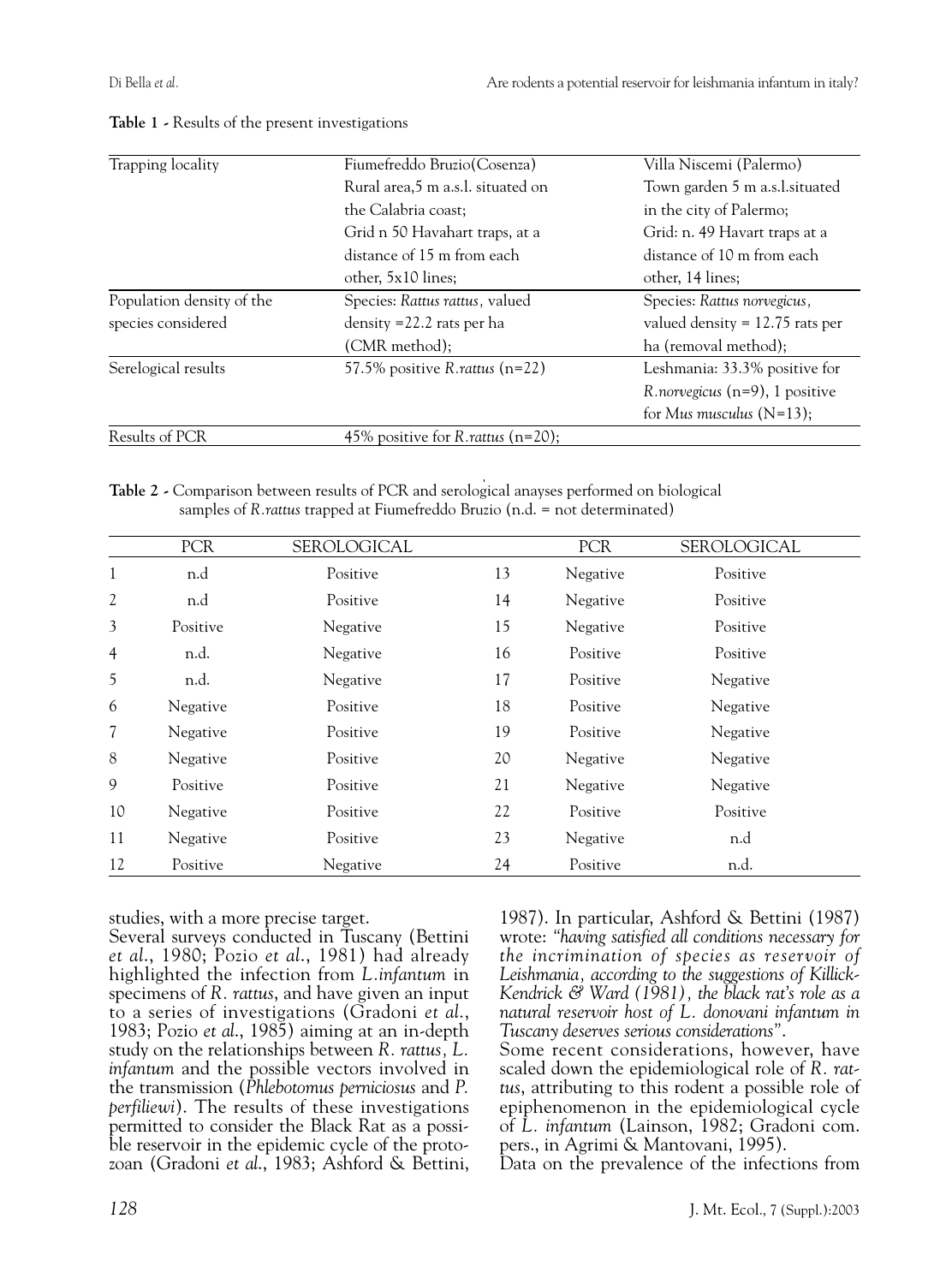**Table 1 -** Results of the present investigations

| Trapping locality | Fiumefreddo Bruzio(Cosenza) Rural area,5 m a.s.l. situated on the Calabria coast; Grid n 50 Havahart traps, at a distance of 15 m from each other, 5x10 lines; | Villa Niscemi (Palermo) Town garden 5 m a.s.l.situated in the city of Palermo; Grid: n. 49 Havart traps at a distance of 10 m from each other, 14 lines; |
|---|---|---|
| Population density of the species considered | Species: *Rattus rattus,* valued density =22.2 rats per ha (CMR method); | Species: *Rattus norvegicus,* valued density = 12.75 rats per ha (removal method); |
| Serelogical results | 57.5% positive *R.rattus* (n=22) | Leshmania: 33.3% positive for *R.norvegicus* (n=9), 1 positive for *Mus musculus* (N=13); |
| Results of PCR | 45% positive for *R.rattus* (n=20); | |

**Table 2 -** Comparison between results of PCR and serological anayses performed on biological samples of *R.rattus* trapped at Fiumefreddo Bruzio (n.d. = not determinated)

| | PCR | SEROLOGICAL | | PCR | SEROLOGICAL |
|---|---|---|---|---|---|
| 1 | n.d | Positive | 13 | Negative | Positive |
| 2 | n.d | Positive | 14 | Negative | Positive |
| 3 | Positive | Negative | 15 | Negative | Positive |
| 4 | n.d. | Negative | 16 | Positive | Positive |
| 5 | n.d. | Negative | 17 | Positive | Negative |
| 6 | Negative | Positive | 18 | Positive | Negative |
| 7 | Negative | Positive | 19 | Positive | Negative |
| 8 | Negative | Positive | 20 | Negative | Negative |
| 9 | Positive | Positive | 21 | Negative | Negative |
| 10 | Negative | Positive | 22 | Positive | Positive |
| 11 | Negative | Positive | 23 | Negative | n.d |
| 12 | Positive | Negative | 24 | Positive | n.d. |

studies, with a more precise target.

Several surveys conducted in Tuscany (Bettini *et al.*, 1980; Pozio *et al.*, 1981) had already highlighted the infection from *L.infantum* in specimens of *R. rattus*, and have given an input to a series of investigations (Gradoni *et al.*, 1983; Pozio *et al.*, 1985) aiming at an in-depth study on the relationships between *R. rattus, L. infantum* and the possible vectors involved in the transmission (*Phlebotomus perniciosus* and *P. perfiliewi*). The results of these investigations permitted to consider the Black Rat as a possible reservoir in the epidemic cycle of the protozoan (Gradoni *et al.*, 1983; Ashford & Bettini, 1987). In particular, Ashford & Bettini (1987) wrote: *"having satisfied all conditions necessary for the incrimination of species as reservoir of Leishmania, according to the suggestions of Killick-Kendrick & Ward (1981), the black rat's role as a natural reservoir host of L. donovani infantum in Tuscany deserves serious considerations".*

Some recent considerations, however, have scaled down the epidemiological role of *R. rattus*, attributing to this rodent a possible role of epiphenomenon in the epidemiological cycle of *L. infantum* (Lainson, 1982; Gradoni com. pers., in Agrimi & Mantovani, 1995).

Data on the prevalence of the infections from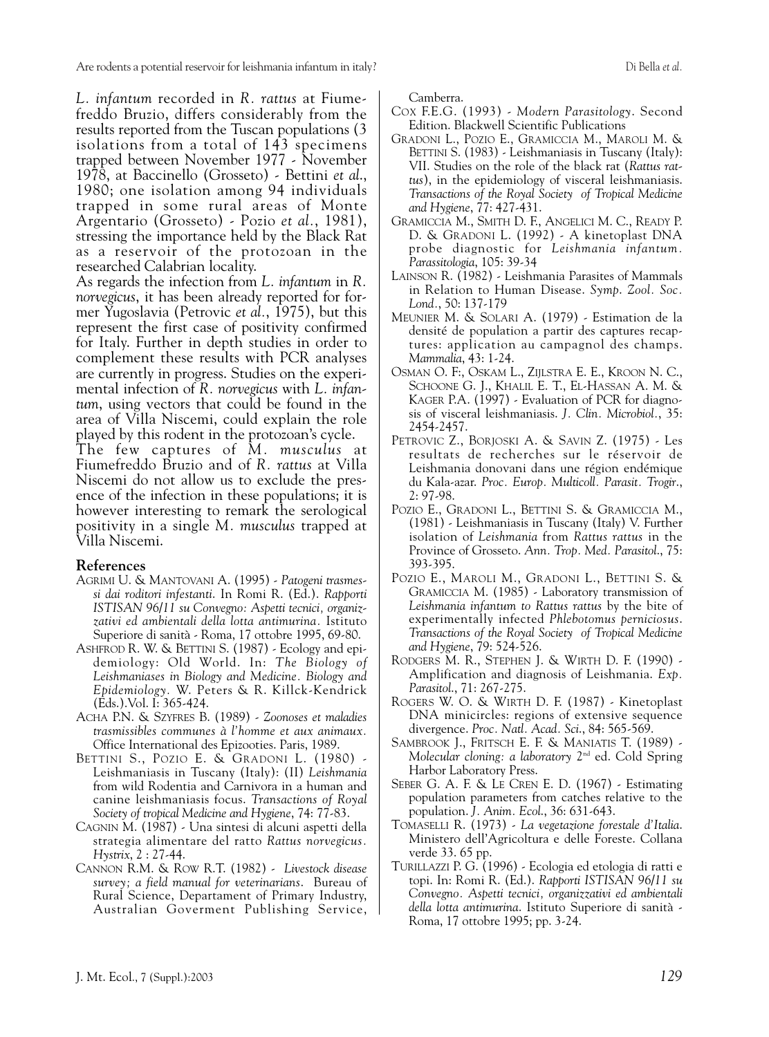*L. infantum* recorded in *R. rattus* at Fiumefreddo Bruzio, differs considerably from the results reported from the Tuscan populations (3 isolations from a total of 143 specimens trapped between November 1977 - November 1978, at Baccinello (Grosseto) - Bettini *et al.*, 1980; one isolation among 94 individuals trapped in some rural areas of Monte Argentario (Grosseto) - Pozio *et al.*, 1981), stressing the importance held by the Black Rat as a reservoir of the protozoan in the researched Calabrian locality.

As regards the infection from *L. infantum* in *R. norvegicus*, it has been already reported for former Yugoslavia (Petrovic *et al.*, 1975), but this represent the first case of positivity confirmed for Italy. Further in depth studies in order to complement these results with PCR analyses are currently in progress. Studies on the experimental infection of *R. norvegicus* with *L. infantum*, using vectors that could be found in the area of Villa Niscemi, could explain the role played by this rodent in the protozoan's cycle.

The few captures of *M. musculus* at Fiumefreddo Bruzio and of *R. rattus* at Villa Niscemi do not allow us to exclude the presence of the infection in these populations; it is however interesting to remark the serological positivity in a single *M. musculus* trapped at Villa Niscemi.

## References

- Agrimi U. & Mantovani A. (1995) - *Patogeni trasmessi dai roditori infestanti*. In Romi R. (Ed.). *Rapporti ISTISAN 96/11 su Convegno: Aspetti tecnici, organizzativi ed ambientali della lotta antimurina*. Istituto Superiore di sanità - Roma, 17 ottobre 1995, 69-80.
- Ashfrod R. W. & Bettini S. (1987) - Ecology and epidemiology: Old World. In: *The Biology of Leishmaniases in Biology and Medicine. Biology and Epidemiology.* W. Peters & R. Killck-Kendrick (Eds.).Vol. I: 365-424.
- Acha P.N. & Szyfres B. (1989) - *Zoonoses et maladies trasmissibles communes à l'homme et aux animaux*. Office International des Epizooties. Paris, 1989.
- Bettini S., Pozio E. & Gradoni L. (1980) - Leishmaniasis in Tuscany (Italy): (II) *Leishmania* from wild Rodentia and Carnivora in a human and canine leishmaniasis focus. *Transactions of Royal Society of tropical Medicine and Hygiene*, 74: 77-83.
- Cagnin M. (1987) - Una sintesi di alcuni aspetti della strategia alimentare del ratto *Rattus norvegicus*. *Hystrix*, 2 : 27-44.
- Cannon R.M. & Row R.T. (1982) - *Livestock disease survey; a field manual for veterinarians*. Bureau of Rural Science, Departament of Primary Industry, Australian Goverment Publishing Service, Camberra.
- Cox F.E.G. (1993) - *Modern Parasitology*. Second Edition. Blackwell Scientific Publications
- Gradoni L., Pozio E., Gramiccia M., Maroli M. & Bettini S. (1983) - Leishmaniasis in Tuscany (Italy): VII. Studies on the role of the black rat (*Rattus rattus*), in the epidemiology of visceral leishmaniasis. *Transactions of the Royal Society of Tropical Medicine and Hygiene*, 77: 427-431.
- Gramiccia M., Smith D. F., Angelici M. C., Ready P. D. & Gradoni L. (1992) - A kinetoplast DNA probe diagnostic for *Leishmania infantum*. *Parassitologia*, 105: 39-34
- Lainson R. (1982) - Leishmania Parasites of Mammals in Relation to Human Disease. *Symp. Zool. Soc. Lond.*, 50: 137-179
- Meunier M. & Solari A. (1979) - Estimation de la densité de population a partir des captures recaptures: application au campagnol des champs. *Mammalia*, 43: 1-24.
- Osman O. F., Oskam L., Zijlstra E. E., Kroon N. C., Schoone G. J., Khalil E. T., El-Hassan A. M. & Kager P.A. (1997) - Evaluation of PCR for diagnosis of visceral leishmaniasis. *J. Clin. Microbiol.*, 35: 2454-2457.
- Petrovic Z., Borjoski A. & Savin Z. (1975) - Les resultats de recherches sur le réservoir de Leishmania donovani dans une région endémique du Kala-azar. *Proc. Europ. Multicoll. Parasit. Trogir.*, 2: 97-98.
- Pozio E., Gradoni L., Bettini S. & Gramiccia M., (1981) - Leishmaniasis in Tuscany (Italy) V. Further isolation of *Leishmania* from *Rattus rattus* in the Province of Grosseto. *Ann. Trop. Med. Parasitol.*, 75: 393-395.
- Pozio E., Maroli M., Gradoni L., Bettini S. & Gramiccia M. (1985) - Laboratory transmission of *Leishmania infantum to Rattus rattus* by the bite of experimentally infected *Phlebotomus perniciosus*. *Transactions of the Royal Society of Tropical Medicine and Hygiene*, 79: 524-526.
- Rodgers M. R., Stephen J. & Wirth D. F. (1990) - Amplification and diagnosis of Leishmania. *Exp. Parasitol.*, 71: 267-275.
- Rogers W. O. & Wirth D. F. (1987) - Kinetoplast DNA minicircles: regions of extensive sequence divergence. *Proc. Natl. Acad. Sci.*, 84: 565-569.
- Sambrook J., Fritsch E. F. & Maniatis T. (1989) - *Molecular cloning: a laboratory* 2nd ed. Cold Spring Harbor Laboratory Press.
- Seber G. A. F. & Le Cren E. D. (1967) - Estimating population parameters from catches relative to the population. *J. Anim. Ecol.*, 36: 631-643.
- Tomaselli R. (1973) - *La vegetazione forestale d'Italia*. Ministero dell'Agricoltura e delle Foreste. Collana verde 33. 65 pp.
- Turillazzi P. G. (1996) - Ecologia ed etologia di ratti e topi. In: Romi R. (Ed.). *Rapporti ISTISAN 96/11 su Convegno. Aspetti tecnici, organizzativi ed ambientali della lotta antimurina*. Istituto Superiore di sanità - Roma, 17 ottobre 1995; pp. 3-24.